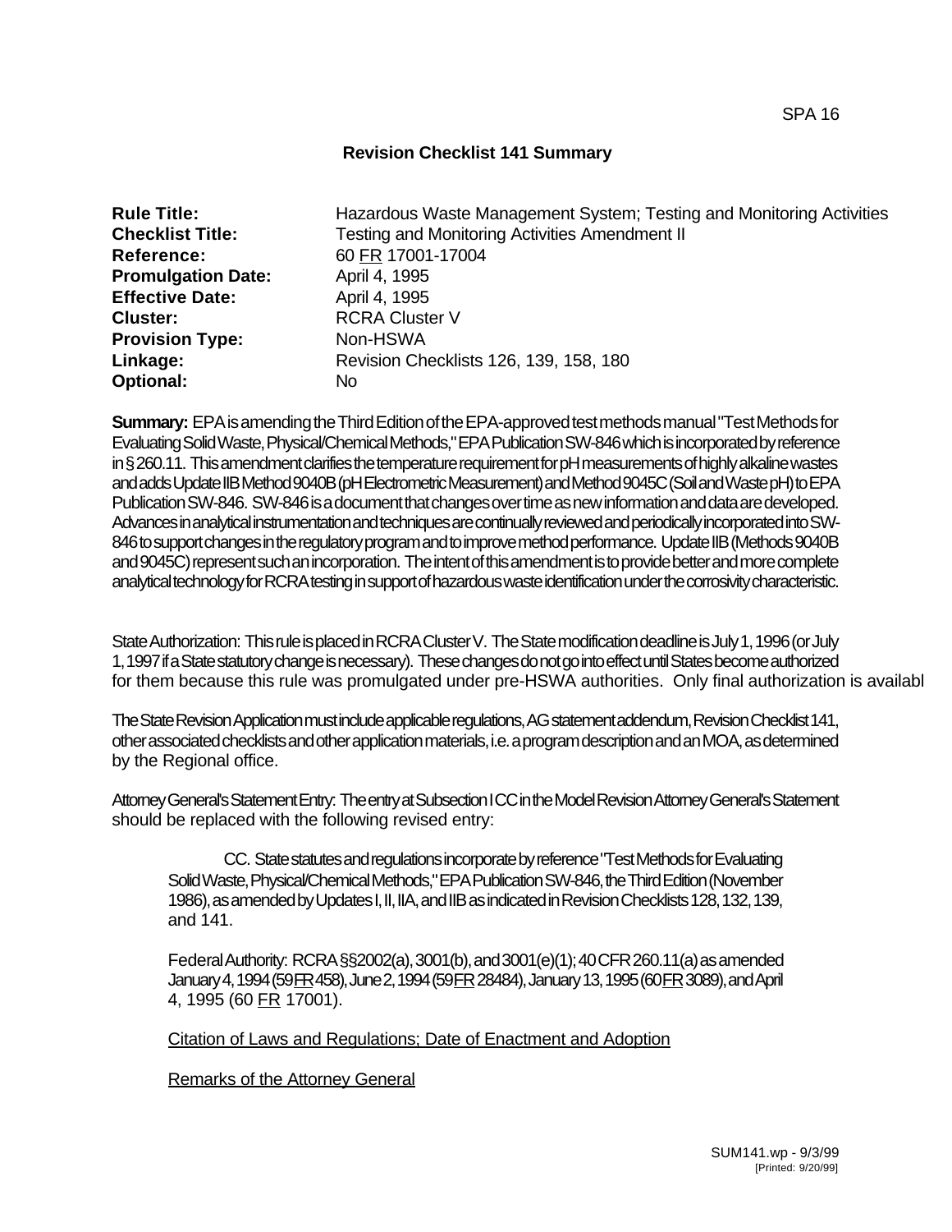SPA 16

## Revision Checklist 141 Summary

**Rule Title:** Hazardous Waste Management System; Testing and Monitoring Activities
**Checklist Title:** Testing and Monitoring Activities Amendment II
**Reference:** 60 FR 17001-17004
**Promulgation Date:** April 4, 1995
**Effective Date:** April 4, 1995
**Cluster:** RCRA Cluster V
**Provision Type:** Non-HSWA
**Linkage:** Revision Checklists 126, 139, 158, 180
**Optional:** No

**Summary:** EPA is amending the Third Edition of the EPA-approved test methods manual "Test Methods for Evaluating Solid Waste, Physical/Chemical Methods," EPA Publication SW-846 which is incorporated by reference in § 260.11. This amendment clarifies the temperature requirement for pH measurements of highly alkaline wastes and adds Update IIB Method 9040B (pH Electrometric Measurement) and Method 9045C (Soil and Waste pH) to EPA Publication SW-846. SW-846 is a document that changes over time as new information and data are developed. Advances in analytical instrumentation and techniques are continually reviewed and periodically incorporated into SW-846 to support changes in the regulatory program and to improve method performance. Update IIB (Methods 9040B and 9045C) represent such an incorporation. The intent of this amendment is to provide better and more complete analytical technology for RCRA testing in support of hazardous waste identification under the corrosivity characteristic.

State Authorization: This rule is placed in RCRA Cluster V. The State modification deadline is July 1, 1996 (or July 1, 1997 if a State statutory change is necessary). These changes do not go into effect until States become authorized for them because this rule was promulgated under pre-HSWA authorities. Only final authorization is availabl

The State Revision Application must include applicable regulations, AG statement addendum, Revision Checklist 141, other associated checklists and other application materials, i.e. a program description and an MOA, as determined by the Regional office.

Attorney General's Statement Entry: The entry at Subsection I CC in the Model Revision Attorney General's Statement should be replaced with the following revised entry:

CC. State statutes and regulations incorporate by reference "Test Methods for Evaluating Solid Waste, Physical/Chemical Methods," EPA Publication SW-846, the Third Edition (November 1986), as amended by Updates I, II, IIA, and IIB as indicated in Revision Checklists 128, 132, 139, and 141.

Federal Authority: RCRA §§2002(a), 3001(b), and 3001(e)(1); 40 CFR 260.11(a) as amended January 4, 1994 (59 FR 458), June 2, 1994 (59 FR 28484), January 13, 1995 (60 FR 3089), and April 4, 1995 (60 FR 17001).

Citation of Laws and Regulations; Date of Enactment and Adoption

Remarks of the Attorney General

SUM141.wp - 9/3/99
[Printed: 9/20/99]